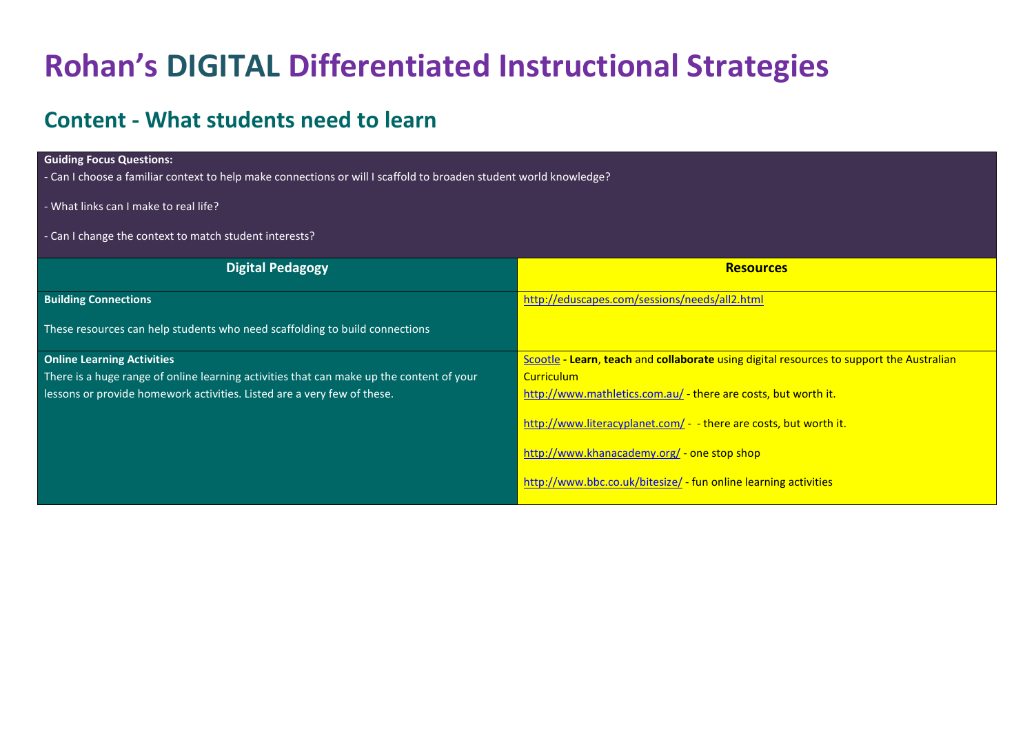# Rohan's DIGITAL Differentiated Instructional Strategies

## Content - What students need to learn

**Guiding Focus Questions:**

- Can I choose a familiar context to help make connections or will I scaffold to broaden student world knowledge?

- What links can I make to real life?

- Can I change the context to match student interests?

| Digital Pedagogy | Resources |
| --- | --- |
| **Building Connections**<br><br>These resources can help students who need scaffolding to build connections | http://eduscapes.com/sessions/needs/all2.html |
| **Online Learning Activities**<br>There is a huge range of online learning activities that can make up the content of your lessons or provide homework activities. Listed are a very few of these. | Scootle **- Learn**, **teach** and **collaborate** using digital resources to support the Australian Curriculum<br>http://www.mathletics.com.au/ - there are costs, but worth it.<br><br>http://www.literacyplanet.com/ - - there are costs, but worth it.<br><br>http://www.khanacademy.org/ - one stop shop<br><br>http://www.bbc.co.uk/bitesize/ - fun online learning activities |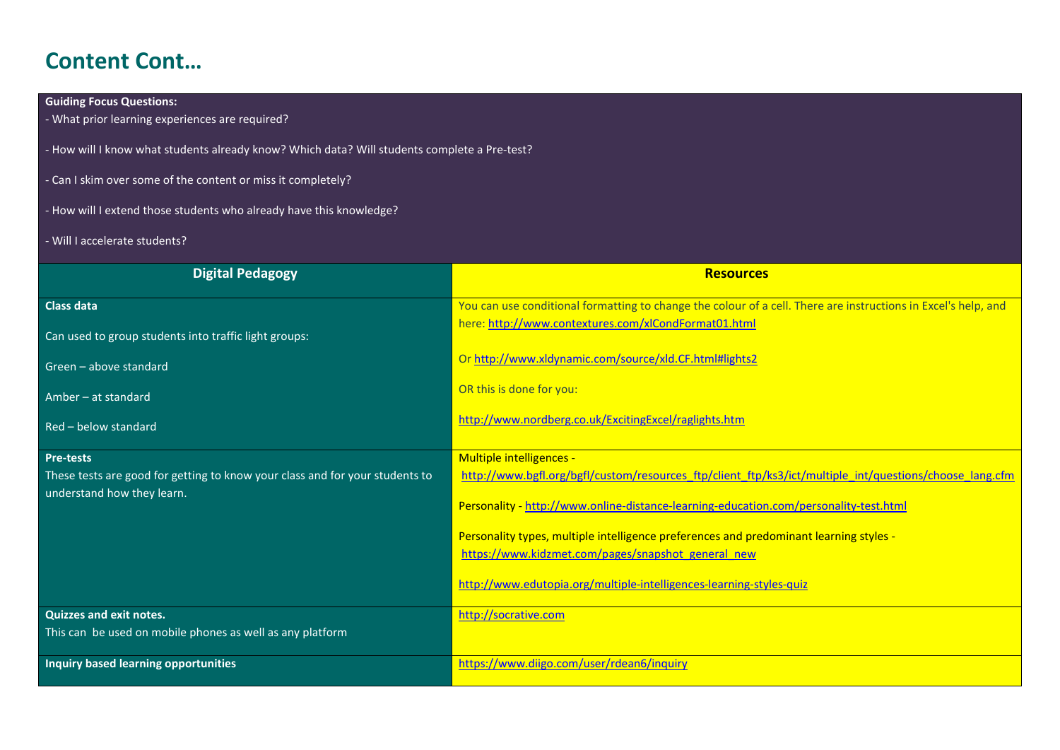# Content Cont…

**Guiding Focus Questions:**

- What prior learning experiences are required?
- How will I know what students already know? Which data? Will students complete a Pre-test?
- Can I skim over some of the content or miss it completely?
- How will I extend those students who already have this knowledge?
- Will I accelerate students?

| Digital Pedagogy | Resources |
|---|---|
| **Class data**<br><br>Can used to group students into traffic light groups:<br><br>Green – above standard<br><br>Amber – at standard<br><br>Red – below standard | You can use conditional formatting to change the colour of a cell. There are instructions in Excel's help, and here: http://www.contextures.com/xlCondFormat01.html<br><br>Or http://www.xldynamic.com/source/xld.CF.html#lights2<br><br>OR this is done for you:<br><br>http://www.nordberg.co.uk/ExcitingExcel/raglights.htm |
| **Pre-tests**<br>These tests are good for getting to know your class and for your students to understand how they learn. | Multiple intelligences - http://www.bgfl.org/bgfl/custom/resources_ftp/client_ftp/ks3/ict/multiple_int/questions/choose_lang.cfm<br><br>Personality - http://www.online-distance-learning-education.com/personality-test.html<br><br>Personality types, multiple intelligence preferences and predominant learning styles - https://www.kidzmet.com/pages/snapshot_general_new<br><br>http://www.edutopia.org/multiple-intelligences-learning-styles-quiz |
| **Quizzes and exit notes.**<br>This can be used on mobile phones as well as any platform | http://socrative.com |
| **Inquiry based learning opportunities** | https://www.diigo.com/user/rdean6/inquiry |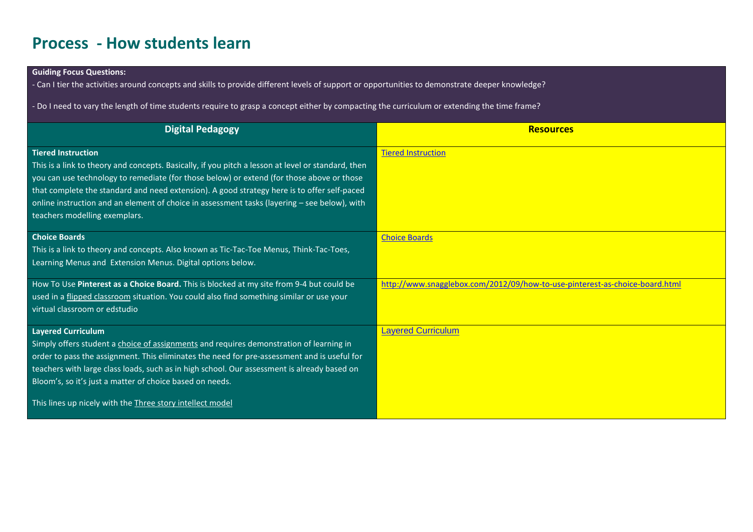# Process - How students learn

**Guiding Focus Questions:**

- Can I tier the activities around concepts and skills to provide different levels of support or opportunities to demonstrate deeper knowledge?

- Do I need to vary the length of time students require to grasp a concept either by compacting the curriculum or extending the time frame?

| Digital Pedagogy | Resources |
|---|---|
| **Tiered Instruction**<br>This is a link to theory and concepts. Basically, if you pitch a lesson at level or standard, then you can use technology to remediate (for those below) or extend (for those above or those that complete the standard and need extension). A good strategy here is to offer self-paced online instruction and an element of choice in assessment tasks (layering – see below), with teachers modelling exemplars. | Tiered Instruction |
| **Choice Boards**<br>This is a link to theory and concepts. Also known as Tic-Tac-Toe Menus, Think-Tac-Toes, Learning Menus and Extension Menus. Digital options below. | Choice Boards |
| How To Use **Pinterest as a Choice Board.** This is blocked at my site from 9-4 but could be used in a flipped classroom situation. You could also find something similar or use your virtual classroom or edstudio | http://www.snagglebox.com/2012/09/how-to-use-pinterest-as-choice-board.html |
| **Layered Curriculum**<br>Simply offers student a choice of assignments and requires demonstration of learning in order to pass the assignment. This eliminates the need for pre-assessment and is useful for teachers with large class loads, such as in high school. Our assessment is already based on Bloom's, so it's just a matter of choice based on needs.<br><br>This lines up nicely with the Three story intellect model | Layered Curriculum |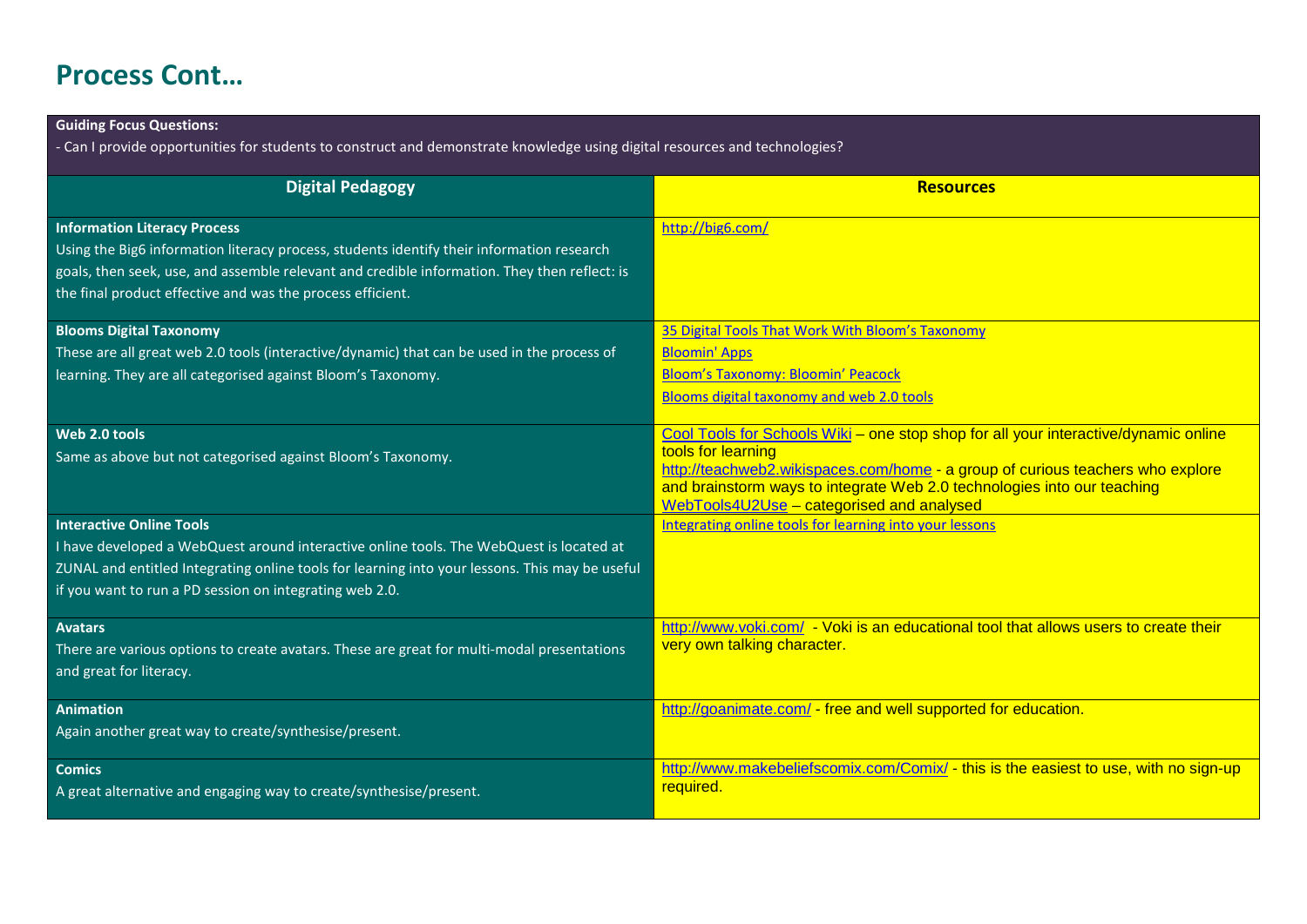## Process Cont…

**Guiding Focus Questions:**

- Can I provide opportunities for students to construct and demonstrate knowledge using digital resources and technologies?

| Digital Pedagogy | Resources |
| --- | --- |
| **Information Literacy Process**<br>Using the Big6 information literacy process, students identify their information research goals, then seek, use, and assemble relevant and credible information. They then reflect: is the final product effective and was the process efficient. | http://big6.com/ |
| **Blooms Digital Taxonomy**<br>These are all great web 2.0 tools (interactive/dynamic) that can be used in the process of learning. They are all categorised against Bloom's Taxonomy. | 35 Digital Tools That Work With Bloom's Taxonomy<br>Bloomin' Apps<br>Bloom's Taxonomy: Bloomin' Peacock<br>Blooms digital taxonomy and web 2.0 tools |
| **Web 2.0 tools**<br>Same as above but not categorised against Bloom's Taxonomy. | Cool Tools for Schools Wiki – one stop shop for all your interactive/dynamic online tools for learning<br>http://teachweb2.wikispaces.com/home - a group of curious teachers who explore and brainstorm ways to integrate Web 2.0 technologies into our teaching<br>WebTools4U2Use – categorised and analysed |
| **Interactive Online Tools**<br>I have developed a WebQuest around interactive online tools. The WebQuest is located at ZUNAL and entitled Integrating online tools for learning into your lessons. This may be useful if you want to run a PD session on integrating web 2.0. | Integrating online tools for learning into your lessons |
| **Avatars**<br>There are various options to create avatars. These are great for multi-modal presentations and great for literacy. | http://www.voki.com/ - Voki is an educational tool that allows users to create their very own talking character. |
| **Animation**<br>Again another great way to create/synthesise/present. | http://goanimate.com/ - free and well supported for education. |
| **Comics**<br>A great alternative and engaging way to create/synthesise/present. | http://www.makebeliefscomix.com/Comix/ - this is the easiest to use, with no sign-up required. |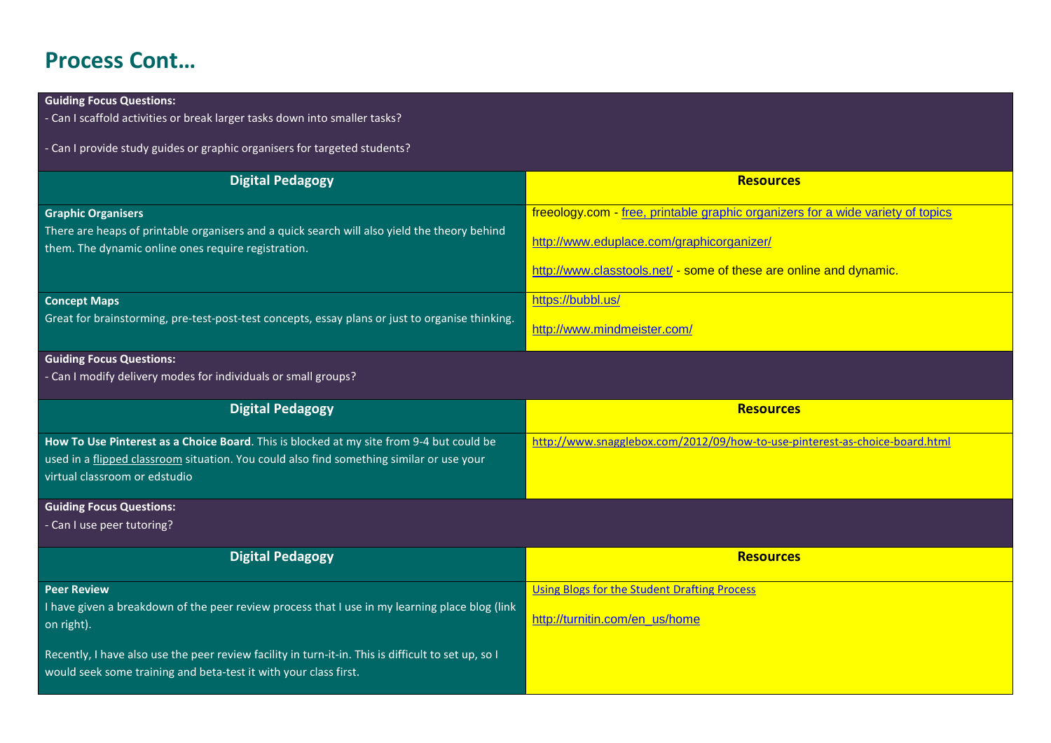# Process Cont…

**Guiding Focus Questions:**

- Can I scaffold activities or break larger tasks down into smaller tasks?
- Can I provide study guides or graphic organisers for targeted students?

| Digital Pedagogy | Resources |
|---|---|
| **Graphic Organisers**<br>There are heaps of printable organisers and a quick search will also yield the theory behind them. The dynamic online ones require registration. | freeology.com - free, printable graphic organizers for a wide variety of topics<br><br>http://www.eduplace.com/graphicorganizer/<br><br>http://www.classtools.net/ - some of these are online and dynamic. |
| **Concept Maps**<br>Great for brainstorming, pre-test-post-test concepts, essay plans or just to organise thinking. | https://bubbl.us/<br><br>http://www.mindmeister.com/ |

**Guiding Focus Questions:**

- Can I modify delivery modes for individuals or small groups?

| Digital Pedagogy | Resources |
|---|---|
| **How To Use Pinterest as a Choice Board**. This is blocked at my site from 9-4 but could be used in a flipped classroom situation. You could also find something similar or use your virtual classroom or edstudio | http://www.snagglebox.com/2012/09/how-to-use-pinterest-as-choice-board.html |

**Guiding Focus Questions:**

- Can I use peer tutoring?

| Digital Pedagogy | Resources |
|---|---|
| **Peer Review**<br>I have given a breakdown of the peer review process that I use in my learning place blog (link on right).<br><br>Recently, I have also use the peer review facility in turn-it-in. This is difficult to set up, so I would seek some training and beta-test it with your class first. | Using Blogs for the Student Drafting Process<br><br>http://turnitin.com/en_us/home |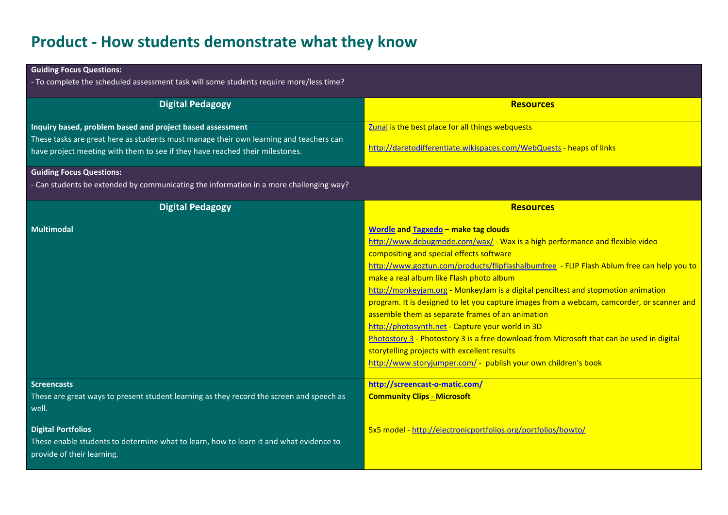# Product - How students demonstrate what they know

**Guiding Focus Questions:**

- To complete the scheduled assessment task will some students require more/less time?

| Digital Pedagogy | Resources |
| --- | --- |
| **Inquiry based, problem based and project based assessment**<br>These tasks are great here as students must manage their own learning and teachers can have project meeting with them to see if they have reached their milestones. | Zunal is the best place for all things webquests<br><br>http://daretodifferentiate.wikispaces.com/WebQuests - heaps of links |

**Guiding Focus Questions:**

- Can students be extended by communicating the information in a more challenging way?

| Digital Pedagogy | Resources |
| --- | --- |
| **Multimodal** | **Wordle and Tagxedo – make tag clouds**<br>http://www.debugmode.com/wax/ - Wax is a high performance and flexible video compositing and special effects software<br>http://www.goztun.com/products/flipflashalbumfree - FLIP Flash Ablum free can help you to make a real album like Flash photo album<br>http://monkeyjam.org - MonkeyJam is a digital penciltest and stopmotion animation program. It is designed to let you capture images from a webcam, camcorder, or scanner and assemble them as separate frames of an animation<br>http://photosynth.net - Capture your world in 3D<br>Photostory 3 - Photostory 3 is a free download from Microsoft that can be used in digital storytelling projects with excellent results<br>http://www.storyjumper.com/ - publish your own children's book |
| **Screencasts**<br>These are great ways to present student learning as they record the screen and speech as well. | **http://screencast-o-matic.com/**<br>**Community Clips - Microsoft** |
| **Digital Portfolios**<br>These enable students to determine what to learn, how to learn it and what evidence to provide of their learning. | 5x5 model - http://electronicportfolios.org/portfolios/howto/ |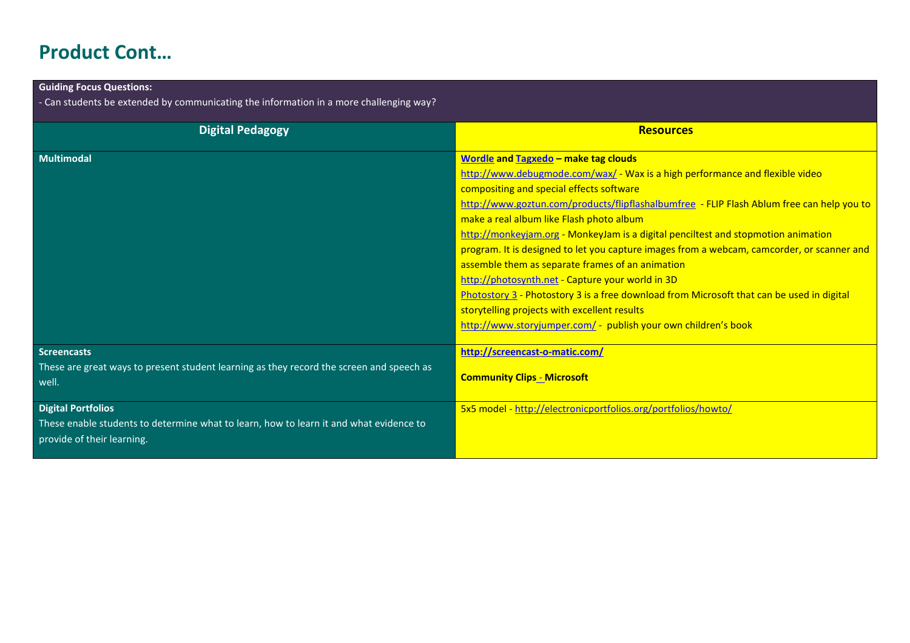# Product Cont…

| **Guiding Focus Questions:**<br>- Can students be extended by communicating the information in a more challenging way? | |
|---|---|
| **Digital Pedagogy** | **Resources** |
| **Multimodal** | **Wordle and Tagxedo – make tag clouds**<br>http://www.debugmode.com/wax/ - Wax is a high performance and flexible video compositing and special effects software<br>http://www.goztun.com/products/flipflashalbumfree - FLIP Flash Ablum free can help you to make a real album like Flash photo album<br>http://monkeyjam.org - MonkeyJam is a digital penciltest and stopmotion animation program. It is designed to let you capture images from a webcam, camcorder, or scanner and assemble them as separate frames of an animation<br>http://photosynth.net - Capture your world in 3D<br>Photostory 3 - Photostory 3 is a free download from Microsoft that can be used in digital storytelling projects with excellent results<br>http://www.storyjumper.com/ - publish your own children's book |
| **Screencasts**<br>These are great ways to present student learning as they record the screen and speech as well. | **http://screencast-o-matic.com/**<br><br>**Community Clips - Microsoft** |
| **Digital Portfolios**<br>These enable students to determine what to learn, how to learn it and what evidence to provide of their learning. | 5x5 model - http://electronicportfolios.org/portfolios/howto/ |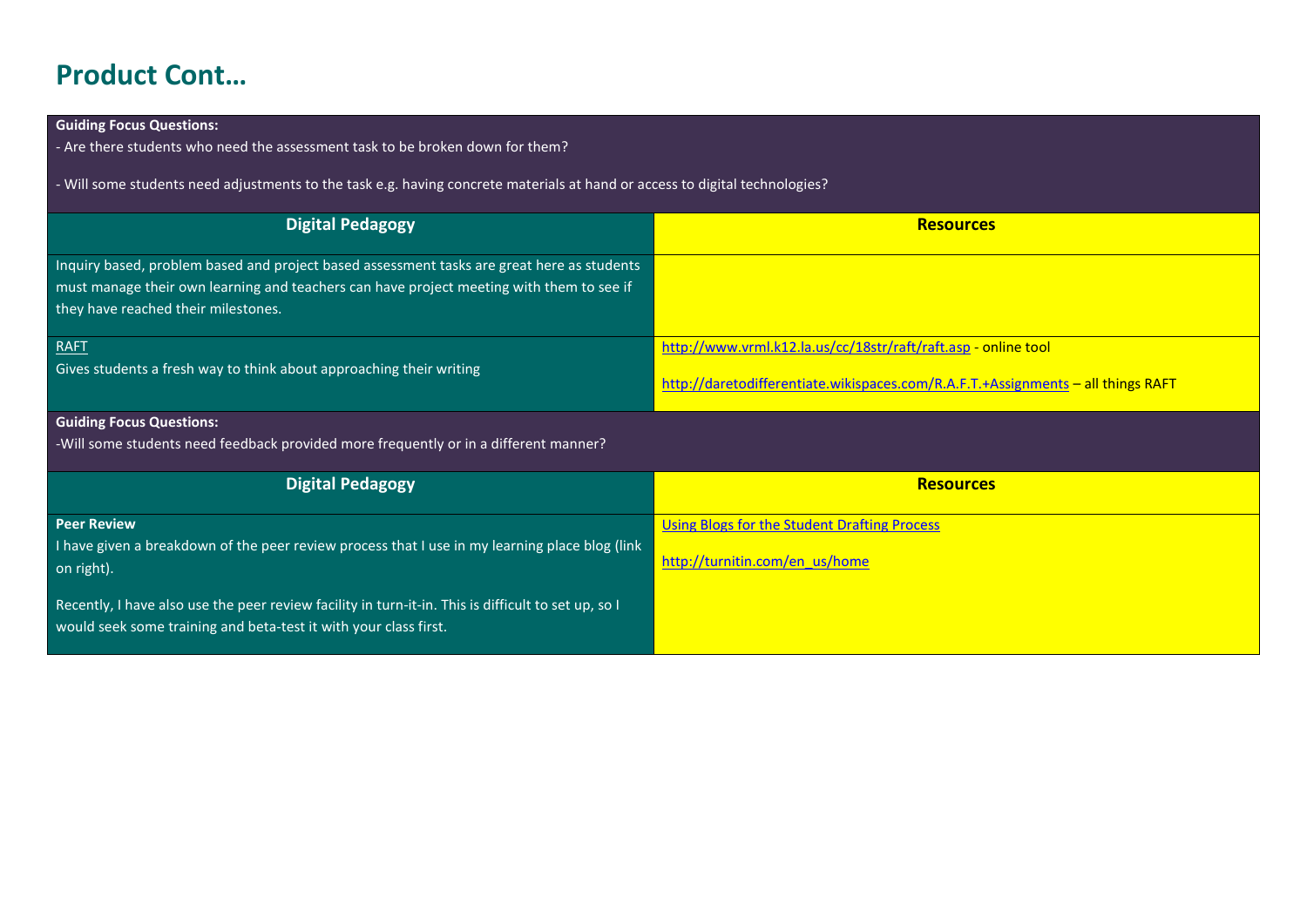# Product Cont…

**Guiding Focus Questions:**

- Are there students who need the assessment task to be broken down for them?

- Will some students need adjustments to the task e.g. having concrete materials at hand or access to digital technologies?

| Digital Pedagogy | Resources |
| --- | --- |
| Inquiry based, problem based and project based assessment tasks are great here as students must manage their own learning and teachers can have project meeting with them to see if they have reached their milestones. | |
| RAFT<br>Gives students a fresh way to think about approaching their writing | http://www.vrml.k12.la.us/cc/18str/raft/raft.asp - online tool<br><br>http://daretodifferentiate.wikispaces.com/R.A.F.T.+Assignments – all things RAFT |

**Guiding Focus Questions:**

-Will some students need feedback provided more frequently or in a different manner?

| Digital Pedagogy | Resources |
| --- | --- |
| **Peer Review**<br>I have given a breakdown of the peer review process that I use in my learning place blog (link on right).<br><br>Recently, I have also use the peer review facility in turn-it-in. This is difficult to set up, so I would seek some training and beta-test it with your class first. | Using Blogs for the Student Drafting Process<br><br>http://turnitin.com/en_us/home |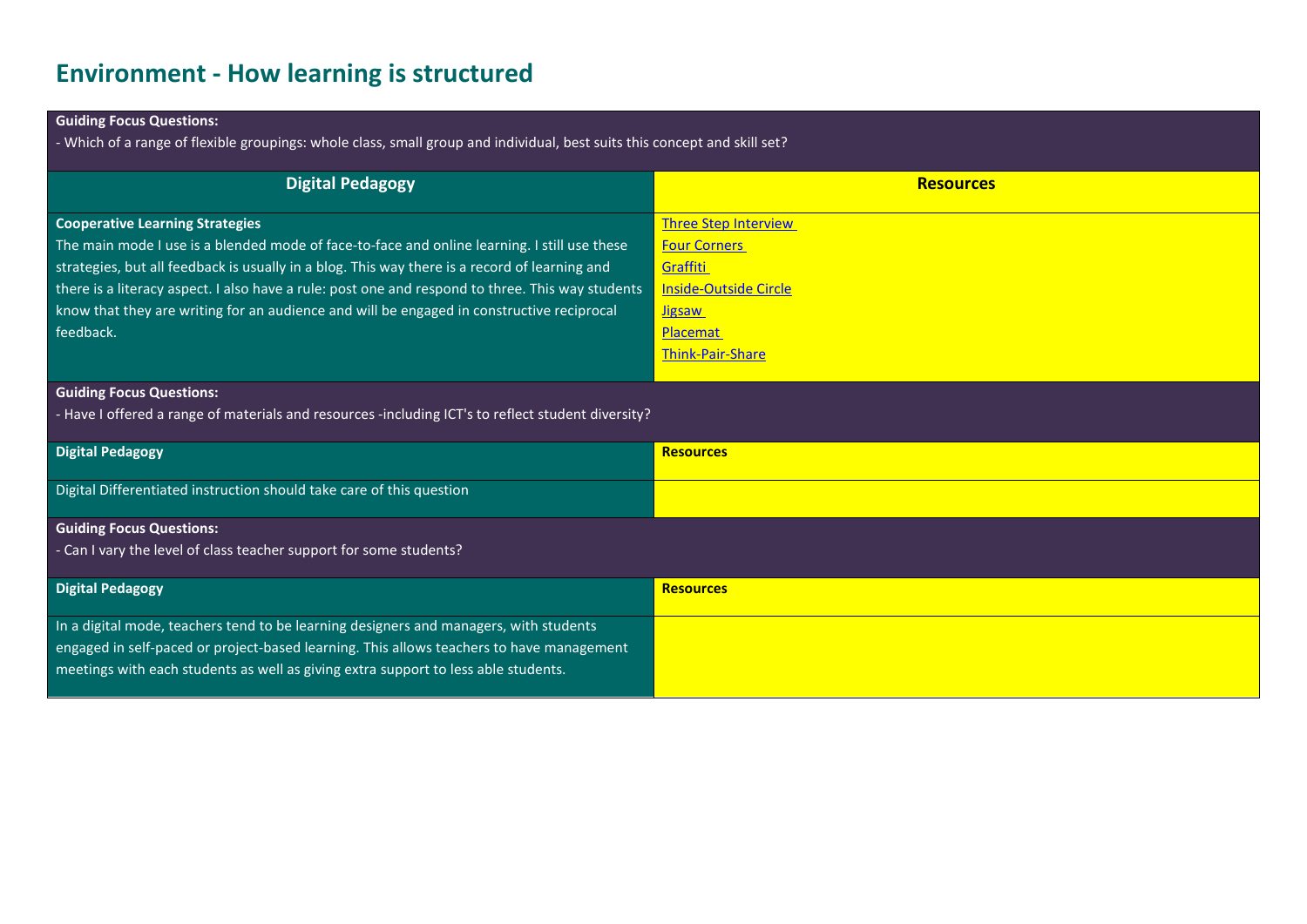# Environment - How learning is structured

| **Guiding Focus Questions:**<br>- Which of a range of flexible groupings: whole class, small group and individual, best suits this concept and skill set? | |
|---|---|
| **Digital Pedagogy** | **Resources** |
| **Cooperative Learning Strategies**<br>The main mode I use is a blended mode of face-to-face and online learning. I still use these strategies, but all feedback is usually in a blog. This way there is a record of learning and there is a literacy aspect. I also have a rule: post one and respond to three. This way students know that they are writing for an audience and will be engaged in constructive reciprocal feedback. | Three Step Interview<br>Four Corners<br>Graffiti<br>Inside-Outside Circle<br>Jigsaw<br>Placemat<br>Think-Pair-Share |
| **Guiding Focus Questions:**<br>- Have I offered a range of materials and resources -including ICT's to reflect student diversity? | |
| **Digital Pedagogy** | **Resources** |
| Digital Differentiated instruction should take care of this question | |
| **Guiding Focus Questions:**<br>- Can I vary the level of class teacher support for some students? | |
| **Digital Pedagogy** | **Resources** |
| In a digital mode, teachers tend to be learning designers and managers, with students engaged in self-paced or project-based learning. This allows teachers to have management meetings with each students as well as giving extra support to less able students. | |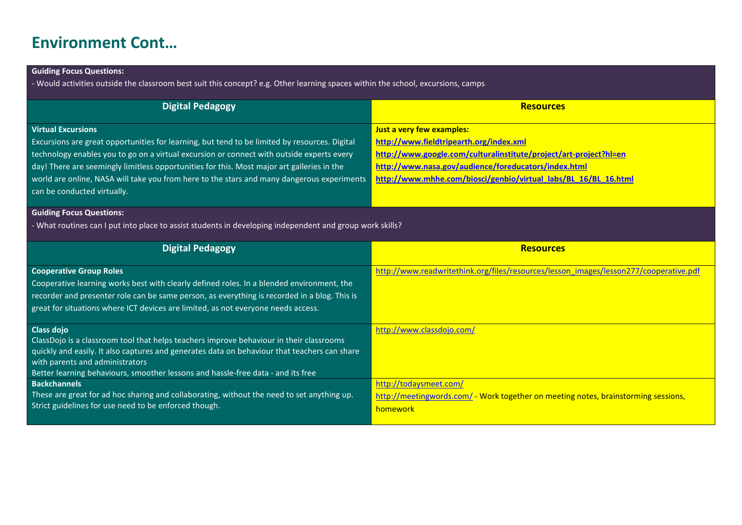# Environment Cont…

**Guiding Focus Questions:**

- Would activities outside the classroom best suit this concept? e.g. Other learning spaces within the school, excursions, camps

| Digital Pedagogy | Resources |
|---|---|
| **Virtual Excursions**<br>Excursions are great opportunities for learning, but tend to be limited by resources. Digital technology enables you to go on a virtual excursion or connect with outside experts every day! There are seemingly limitless opportunities for this. Most major art galleries in the world are online, NASA will take you from here to the stars and many dangerous experiments can be conducted virtually. | **Just a very few examples:**<br>**http://www.fieldtripearth.org/index.xml**<br>**http://www.google.com/culturalinstitute/project/art-project?hl=en**<br>**http://www.nasa.gov/audience/foreducators/index.html**<br>**http://www.mhhe.com/biosci/genbio/virtual_labs/BL_16/BL_16.html** |

**Guiding Focus Questions:**

- What routines can I put into place to assist students in developing independent and group work skills?

| Digital Pedagogy | Resources |
|---|---|
| **Cooperative Group Roles**<br>Cooperative learning works best with clearly defined roles. In a blended environment, the recorder and presenter role can be same person, as everything is recorded in a blog. This is great for situations where ICT devices are limited, as not everyone needs access. | http://www.readwritethink.org/files/resources/lesson_images/lesson277/cooperative.pdf |
| **Class dojo**<br>ClassDojo is a classroom tool that helps teachers improve behaviour in their classrooms quickly and easily. It also captures and generates data on behaviour that teachers can share with parents and administrators<br>Better learning behaviours, smoother lessons and hassle-free data - and its free | http://www.classdojo.com/ |
| **Backchannels**<br>These are great for ad hoc sharing and collaborating, without the need to set anything up. Strict guidelines for use need to be enforced though. | http://todaysmeet.com/<br>http://meetingwords.com/ - Work together on meeting notes, brainstorming sessions, homework |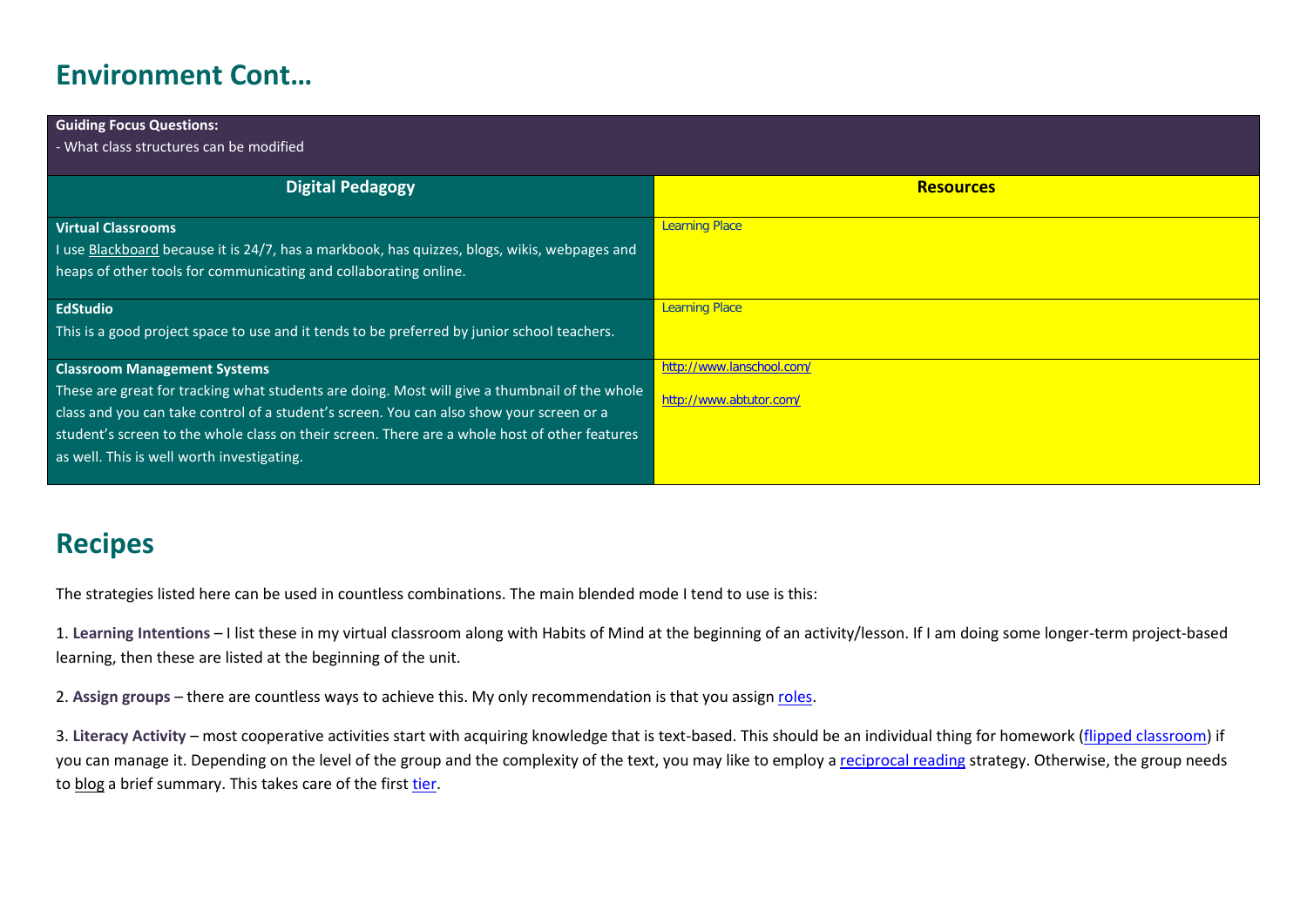## Environment Cont…

| **Guiding Focus Questions:**<br>- What class structures can be modified | |
|---|---|
| **Digital Pedagogy** | **Resources** |
| **Virtual Classrooms**<br>I use Blackboard because it is 24/7, has a markbook, has quizzes, blogs, wikis, webpages and heaps of other tools for communicating and collaborating online. | Learning Place |
| **EdStudio**<br>This is a good project space to use and it tends to be preferred by junior school teachers. | Learning Place |
| **Classroom Management Systems**<br>These are great for tracking what students are doing. Most will give a thumbnail of the whole class and you can take control of a student's screen. You can also show your screen or a student's screen to the whole class on their screen. There are a whole host of other features as well. This is well worth investigating. | http://www.lanschool.com/<br>http://www.abtutor.com/ |

## Recipes

The strategies listed here can be used in countless combinations. The main blended mode I tend to use is this:

1. **Learning Intentions** – I list these in my virtual classroom along with Habits of Mind at the beginning of an activity/lesson. If I am doing some longer-term project-based learning, then these are listed at the beginning of the unit.

2. **Assign groups** – there are countless ways to achieve this. My only recommendation is that you assign roles.

3. **Literacy Activity** – most cooperative activities start with acquiring knowledge that is text-based. This should be an individual thing for homework (flipped classroom) if you can manage it. Depending on the level of the group and the complexity of the text, you may like to employ a reciprocal reading strategy. Otherwise, the group needs to blog a brief summary. This takes care of the first tier.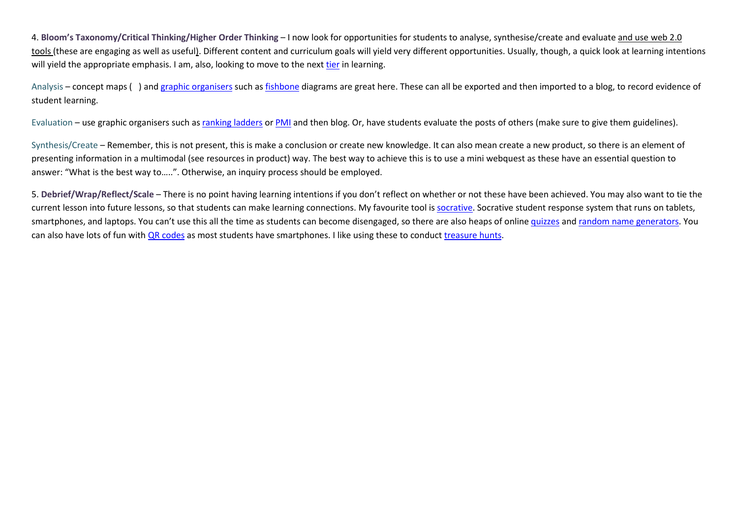4. **Bloom's Taxonomy/Critical Thinking/Higher Order Thinking** – I now look for opportunities for students to analyse, synthesise/create and evaluate and use web 2.0 tools (these are engaging as well as useful). Different content and curriculum goals will yield very different opportunities. Usually, though, a quick look at learning intentions will yield the appropriate emphasis. I am, also, looking to move to the next tier in learning.

Analysis – concept maps (   ) and graphic organisers such as fishbone diagrams are great here. These can all be exported and then imported to a blog, to record evidence of student learning.

Evaluation – use graphic organisers such as ranking ladders or PMI and then blog. Or, have students evaluate the posts of others (make sure to give them guidelines).

Synthesis/Create – Remember, this is not present, this is make a conclusion or create new knowledge. It can also mean create a new product, so there is an element of presenting information in a multimodal (see resources in product) way. The best way to achieve this is to use a mini webquest as these have an essential question to answer: "What is the best way to…..". Otherwise, an inquiry process should be employed.

5. **Debrief/Wrap/Reflect/Scale** – There is no point having learning intentions if you don't reflect on whether or not these have been achieved. You may also want to tie the current lesson into future lessons, so that students can make learning connections. My favourite tool is socrative. Socrative student response system that runs on tablets, smartphones, and laptops. You can't use this all the time as students can become disengaged, so there are also heaps of online quizzes and random name generators. You can also have lots of fun with QR codes as most students have smartphones. I like using these to conduct treasure hunts.